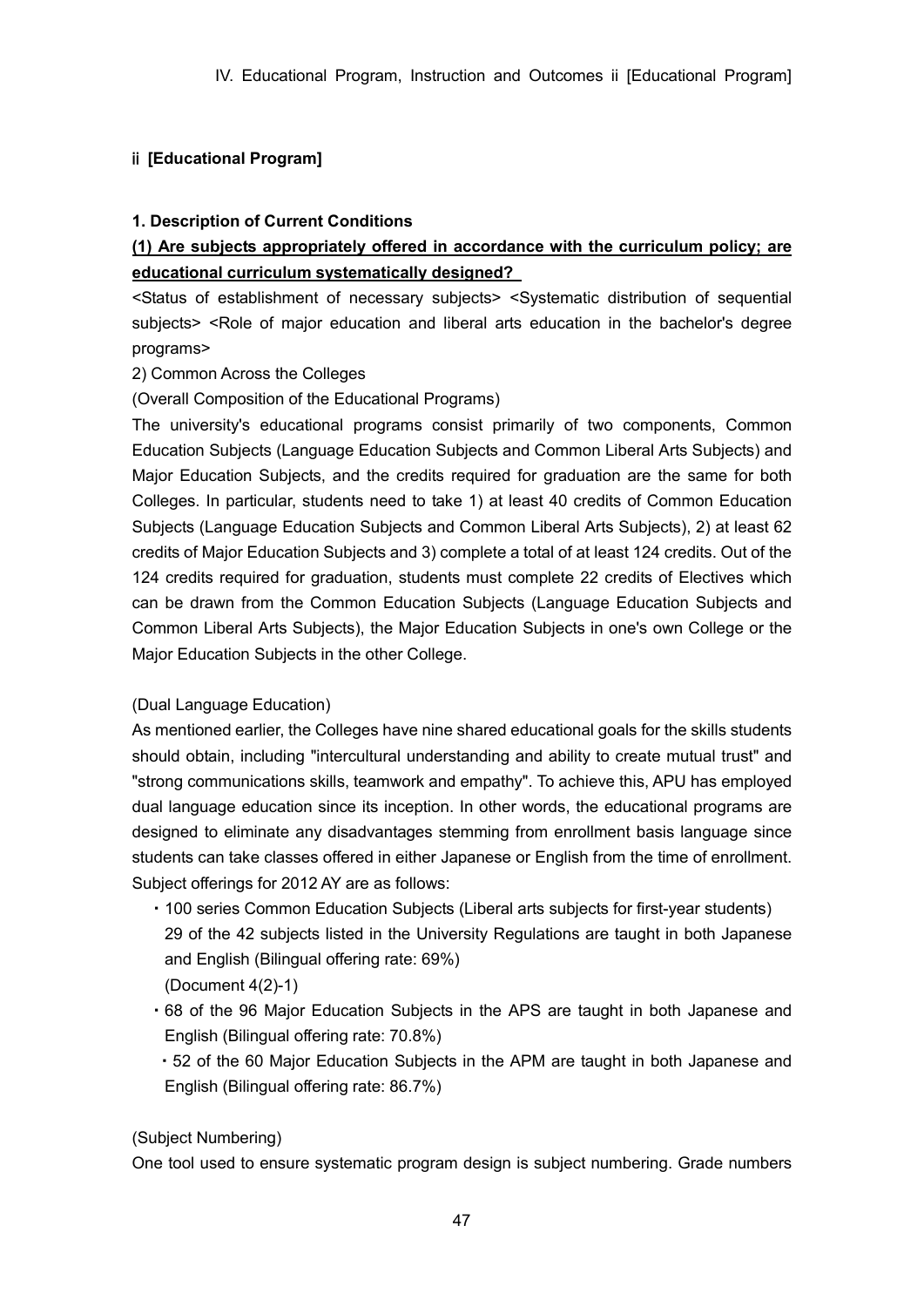## ii [Educational Program]

### 1. Description of Current Conditions

**(1) Are subjects appropriately offered in accordance with the curriculum policy; are educational curriculum systematically designed?**

<Status of establishment of necessary subjects> <Systematic distribution of sequential subjects> <Role of major education and liberal arts education in the bachelor's degree programs>

2) Common Across the Colleges

(Overall Composition of the Educational Programs)

The university's educational programs consist primarily of two components, Common Education Subjects (Language Education Subjects and Common Liberal Arts Subjects) and Major Education Subjects, and the credits required for graduation are the same for both Colleges. In particular, students need to take 1) at least 40 credits of Common Education Subjects (Language Education Subjects and Common Liberal Arts Subjects), 2) at least 62 credits of Major Education Subjects and 3) complete a total of at least 124 credits. Out of the 124 credits required for graduation, students must complete 22 credits of Electives which can be drawn from the Common Education Subjects (Language Education Subjects and Common Liberal Arts Subjects), the Major Education Subjects in one's own College or the Major Education Subjects in the other College.

(Dual Language Education)

As mentioned earlier, the Colleges have nine shared educational goals for the skills students should obtain, including "intercultural understanding and ability to create mutual trust" and "strong communications skills, teamwork and empathy". To achieve this, APU has employed dual language education since its inception. In other words, the educational programs are designed to eliminate any disadvantages stemming from enrollment basis language since students can take classes offered in either Japanese or English from the time of enrollment. Subject offerings for 2012 AY are as follows:

- 100 series Common Education Subjects (Liberal arts subjects for first-year students) 29 of the 42 subjects listed in the University Regulations are taught in both Japanese and English (Bilingual offering rate: 69%) (Document 4(2)-1)
- 68 of the 96 Major Education Subjects in the APS are taught in both Japanese and English (Bilingual offering rate: 70.8%)
- 52 of the 60 Major Education Subjects in the APM are taught in both Japanese and English (Bilingual offering rate: 86.7%)

(Subject Numbering)

One tool used to ensure systematic program design is subject numbering. Grade numbers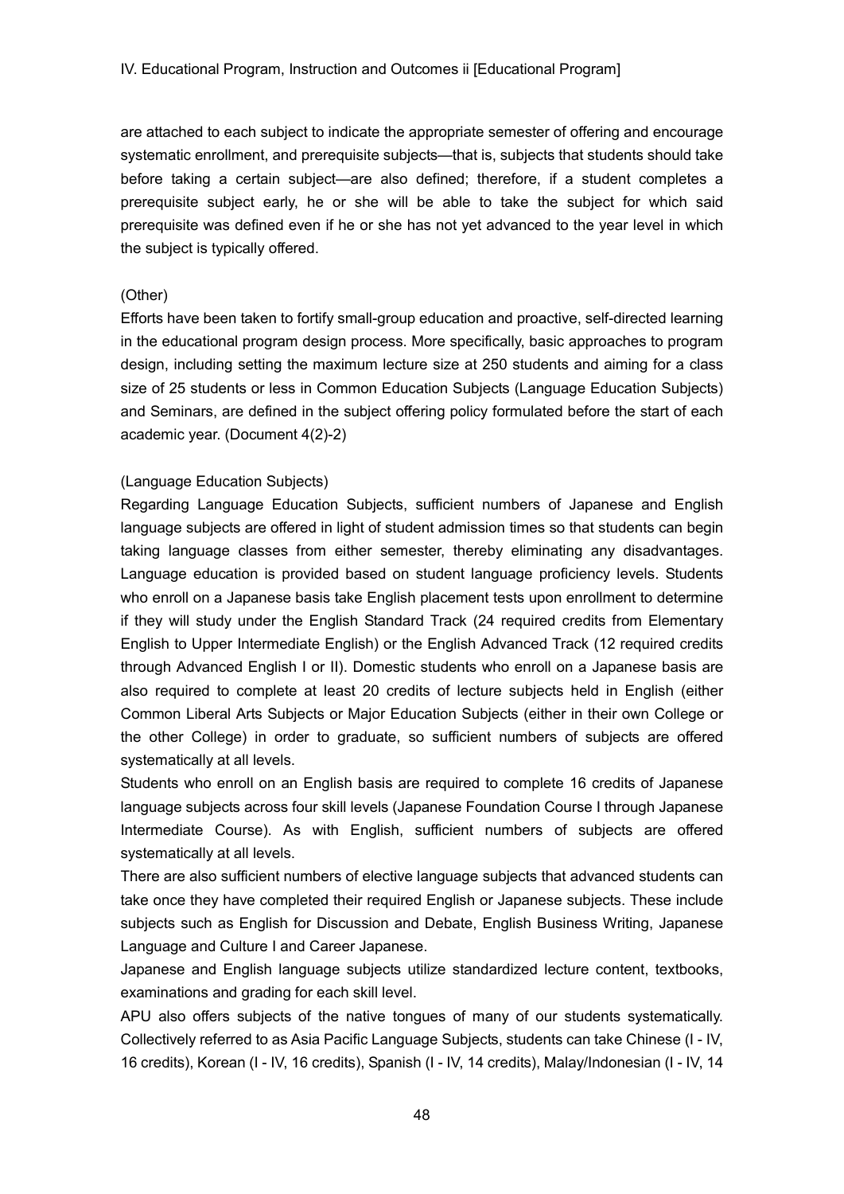are attached to each subject to indicate the appropriate semester of offering and encourage systematic enrollment, and prerequisite subjects—that is, subjects that students should take before taking a certain subject—are also defined; therefore, if a student completes a prerequisite subject early, he or she will be able to take the subject for which said prerequisite was defined even if he or she has not yet advanced to the year level in which the subject is typically offered.

(Other)

Efforts have been taken to fortify small-group education and proactive, self-directed learning in the educational program design process. More specifically, basic approaches to program design, including setting the maximum lecture size at 250 students and aiming for a class size of 25 students or less in Common Education Subjects (Language Education Subjects) and Seminars, are defined in the subject offering policy formulated before the start of each academic year. (Document 4(2)-2)

(Language Education Subjects)

Regarding Language Education Subjects, sufficient numbers of Japanese and English language subjects are offered in light of student admission times so that students can begin taking language classes from either semester, thereby eliminating any disadvantages. Language education is provided based on student language proficiency levels. Students who enroll on a Japanese basis take English placement tests upon enrollment to determine if they will study under the English Standard Track (24 required credits from Elementary English to Upper Intermediate English) or the English Advanced Track (12 required credits through Advanced English I or II). Domestic students who enroll on a Japanese basis are also required to complete at least 20 credits of lecture subjects held in English (either Common Liberal Arts Subjects or Major Education Subjects (either in their own College or the other College) in order to graduate, so sufficient numbers of subjects are offered systematically at all levels.

Students who enroll on an English basis are required to complete 16 credits of Japanese language subjects across four skill levels (Japanese Foundation Course I through Japanese Intermediate Course). As with English, sufficient numbers of subjects are offered systematically at all levels.

There are also sufficient numbers of elective language subjects that advanced students can take once they have completed their required English or Japanese subjects. These include subjects such as English for Discussion and Debate, English Business Writing, Japanese Language and Culture I and Career Japanese.

Japanese and English language subjects utilize standardized lecture content, textbooks, examinations and grading for each skill level.

APU also offers subjects of the native tongues of many of our students systematically. Collectively referred to as Asia Pacific Language Subjects, students can take Chinese (I - IV, 16 credits), Korean (I - IV, 16 credits), Spanish (I - IV, 14 credits), Malay/Indonesian (I - IV, 14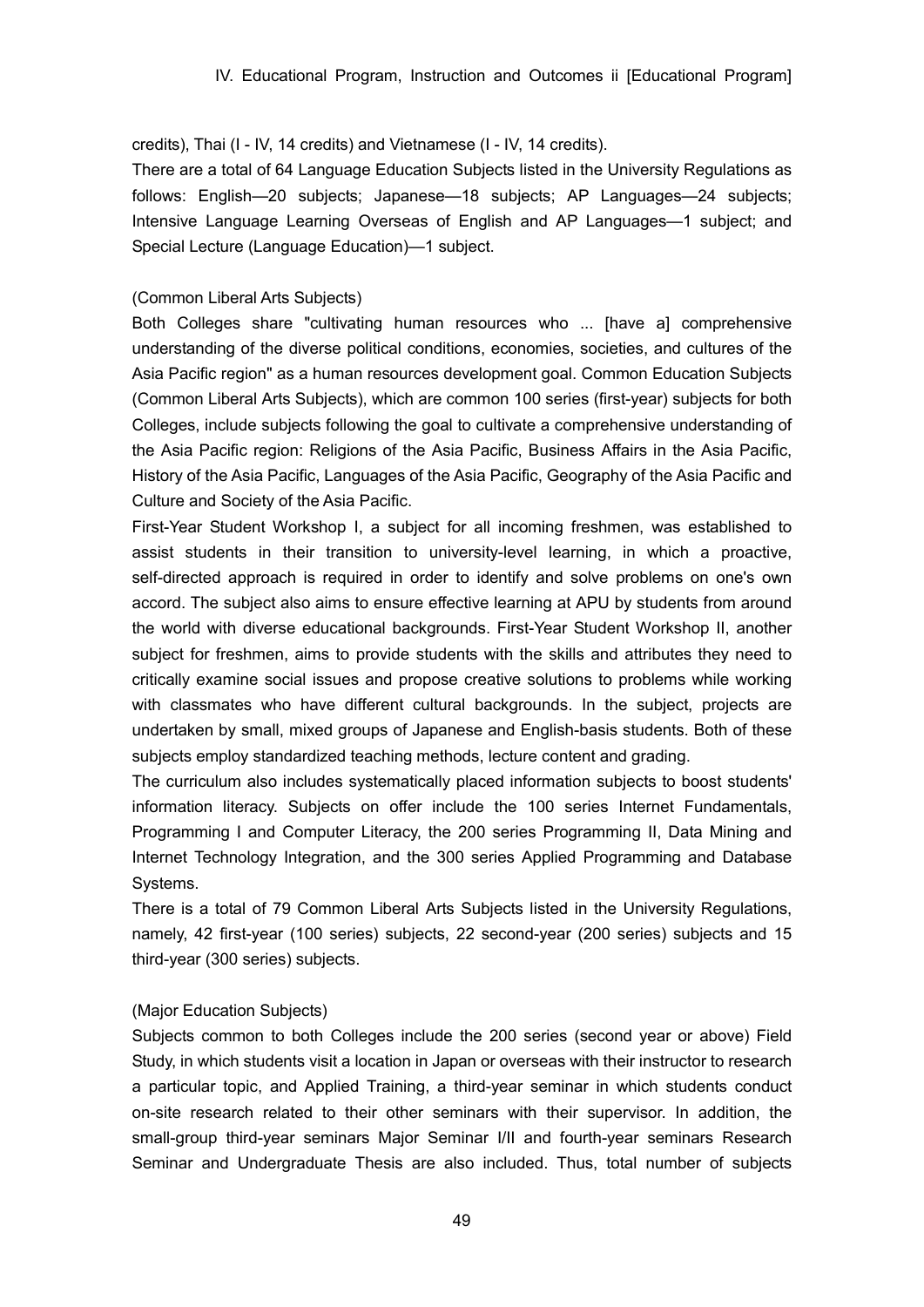credits), Thai (I - IV, 14 credits) and Vietnamese (I - IV, 14 credits).

There are a total of 64 Language Education Subjects listed in the University Regulations as follows: English—20 subjects; Japanese—18 subjects; AP Languages—24 subjects; Intensive Language Learning Overseas of English and AP Languages—1 subject; and Special Lecture (Language Education)—1 subject.

(Common Liberal Arts Subjects)

Both Colleges share "cultivating human resources who ... [have a] comprehensive understanding of the diverse political conditions, economies, societies, and cultures of the Asia Pacific region" as a human resources development goal. Common Education Subjects (Common Liberal Arts Subjects), which are common 100 series (first-year) subjects for both Colleges, include subjects following the goal to cultivate a comprehensive understanding of the Asia Pacific region: Religions of the Asia Pacific, Business Affairs in the Asia Pacific, History of the Asia Pacific, Languages of the Asia Pacific, Geography of the Asia Pacific and Culture and Society of the Asia Pacific.

First-Year Student Workshop I, a subject for all incoming freshmen, was established to assist students in their transition to university-level learning, in which a proactive, self-directed approach is required in order to identify and solve problems on one's own accord. The subject also aims to ensure effective learning at APU by students from around the world with diverse educational backgrounds. First-Year Student Workshop II, another subject for freshmen, aims to provide students with the skills and attributes they need to critically examine social issues and propose creative solutions to problems while working with classmates who have different cultural backgrounds. In the subject, projects are undertaken by small, mixed groups of Japanese and English-basis students. Both of these subjects employ standardized teaching methods, lecture content and grading.

The curriculum also includes systematically placed information subjects to boost students' information literacy. Subjects on offer include the 100 series Internet Fundamentals, Programming I and Computer Literacy, the 200 series Programming II, Data Mining and Internet Technology Integration, and the 300 series Applied Programming and Database Systems.

There is a total of 79 Common Liberal Arts Subjects listed in the University Regulations, namely, 42 first-year (100 series) subjects, 22 second-year (200 series) subjects and 15 third-year (300 series) subjects.

(Major Education Subjects)

Subjects common to both Colleges include the 200 series (second year or above) Field Study, in which students visit a location in Japan or overseas with their instructor to research a particular topic, and Applied Training, a third-year seminar in which students conduct on-site research related to their other seminars with their supervisor. In addition, the small-group third-year seminars Major Seminar I/II and fourth-year seminars Research Seminar and Undergraduate Thesis are also included. Thus, total number of subjects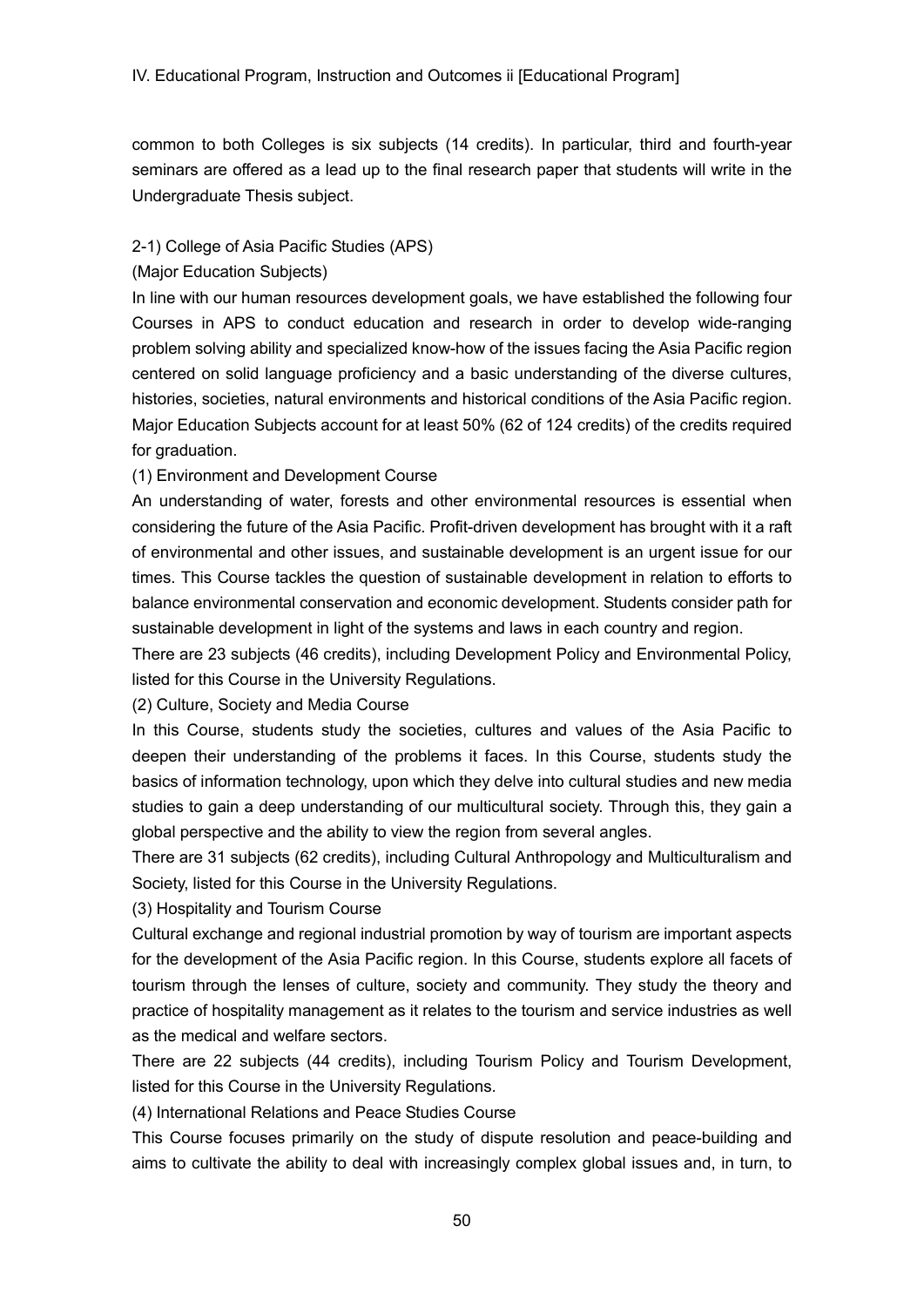common to both Colleges is six subjects (14 credits). In particular, third and fourth-year seminars are offered as a lead up to the final research paper that students will write in the Undergraduate Thesis subject.

2-1) College of Asia Pacific Studies (APS)

(Major Education Subjects)

In line with our human resources development goals, we have established the following four Courses in APS to conduct education and research in order to develop wide-ranging problem solving ability and specialized know-how of the issues facing the Asia Pacific region centered on solid language proficiency and a basic understanding of the diverse cultures, histories, societies, natural environments and historical conditions of the Asia Pacific region. Major Education Subjects account for at least 50% (62 of 124 credits) of the credits required for graduation.

(1) Environment and Development Course

An understanding of water, forests and other environmental resources is essential when considering the future of the Asia Pacific. Profit-driven development has brought with it a raft of environmental and other issues, and sustainable development is an urgent issue for our times. This Course tackles the question of sustainable development in relation to efforts to balance environmental conservation and economic development. Students consider path for sustainable development in light of the systems and laws in each country and region.

There are 23 subjects (46 credits), including Development Policy and Environmental Policy, listed for this Course in the University Regulations.

(2) Culture, Society and Media Course

In this Course, students study the societies, cultures and values of the Asia Pacific to deepen their understanding of the problems it faces. In this Course, students study the basics of information technology, upon which they delve into cultural studies and new media studies to gain a deep understanding of our multicultural society. Through this, they gain a global perspective and the ability to view the region from several angles.

There are 31 subjects (62 credits), including Cultural Anthropology and Multiculturalism and Society, listed for this Course in the University Regulations.

(3) Hospitality and Tourism Course

Cultural exchange and regional industrial promotion by way of tourism are important aspects for the development of the Asia Pacific region. In this Course, students explore all facets of tourism through the lenses of culture, society and community. They study the theory and practice of hospitality management as it relates to the tourism and service industries as well as the medical and welfare sectors.

There are 22 subjects (44 credits), including Tourism Policy and Tourism Development, listed for this Course in the University Regulations.

(4) International Relations and Peace Studies Course

This Course focuses primarily on the study of dispute resolution and peace-building and aims to cultivate the ability to deal with increasingly complex global issues and, in turn, to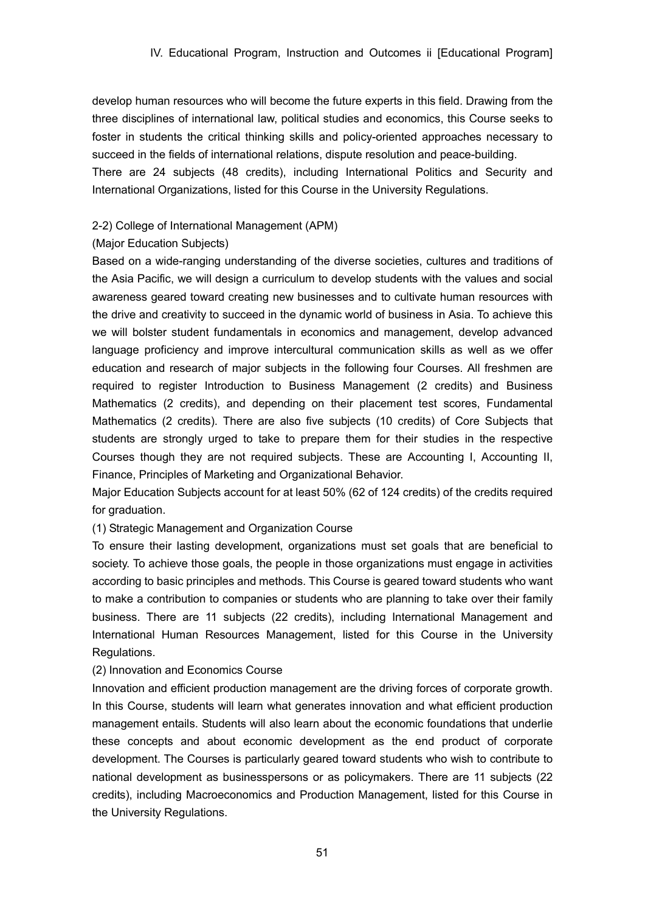develop human resources who will become the future experts in this field. Drawing from the three disciplines of international law, political studies and economics, this Course seeks to foster in students the critical thinking skills and policy-oriented approaches necessary to succeed in the fields of international relations, dispute resolution and peace-building.

There are 24 subjects (48 credits), including International Politics and Security and International Organizations, listed for this Course in the University Regulations.

2-2) College of International Management (APM)

(Major Education Subjects)

Based on a wide-ranging understanding of the diverse societies, cultures and traditions of the Asia Pacific, we will design a curriculum to develop students with the values and social awareness geared toward creating new businesses and to cultivate human resources with the drive and creativity to succeed in the dynamic world of business in Asia. To achieve this we will bolster student fundamentals in economics and management, develop advanced language proficiency and improve intercultural communication skills as well as we offer education and research of major subjects in the following four Courses. All freshmen are required to register Introduction to Business Management (2 credits) and Business Mathematics (2 credits), and depending on their placement test scores, Fundamental Mathematics (2 credits). There are also five subjects (10 credits) of Core Subjects that students are strongly urged to take to prepare them for their studies in the respective Courses though they are not required subjects. These are Accounting I, Accounting II, Finance, Principles of Marketing and Organizational Behavior.

Major Education Subjects account for at least 50% (62 of 124 credits) of the credits required for graduation.

(1) Strategic Management and Organization Course

To ensure their lasting development, organizations must set goals that are beneficial to society. To achieve those goals, the people in those organizations must engage in activities according to basic principles and methods. This Course is geared toward students who want to make a contribution to companies or students who are planning to take over their family business. There are 11 subjects (22 credits), including International Management and International Human Resources Management, listed for this Course in the University Regulations.

(2) Innovation and Economics Course

Innovation and efficient production management are the driving forces of corporate growth. In this Course, students will learn what generates innovation and what efficient production management entails. Students will also learn about the economic foundations that underlie these concepts and about economic development as the end product of corporate development. The Courses is particularly geared toward students who wish to contribute to national development as businesspersons or as policymakers. There are 11 subjects (22 credits), including Macroeconomics and Production Management, listed for this Course in the University Regulations.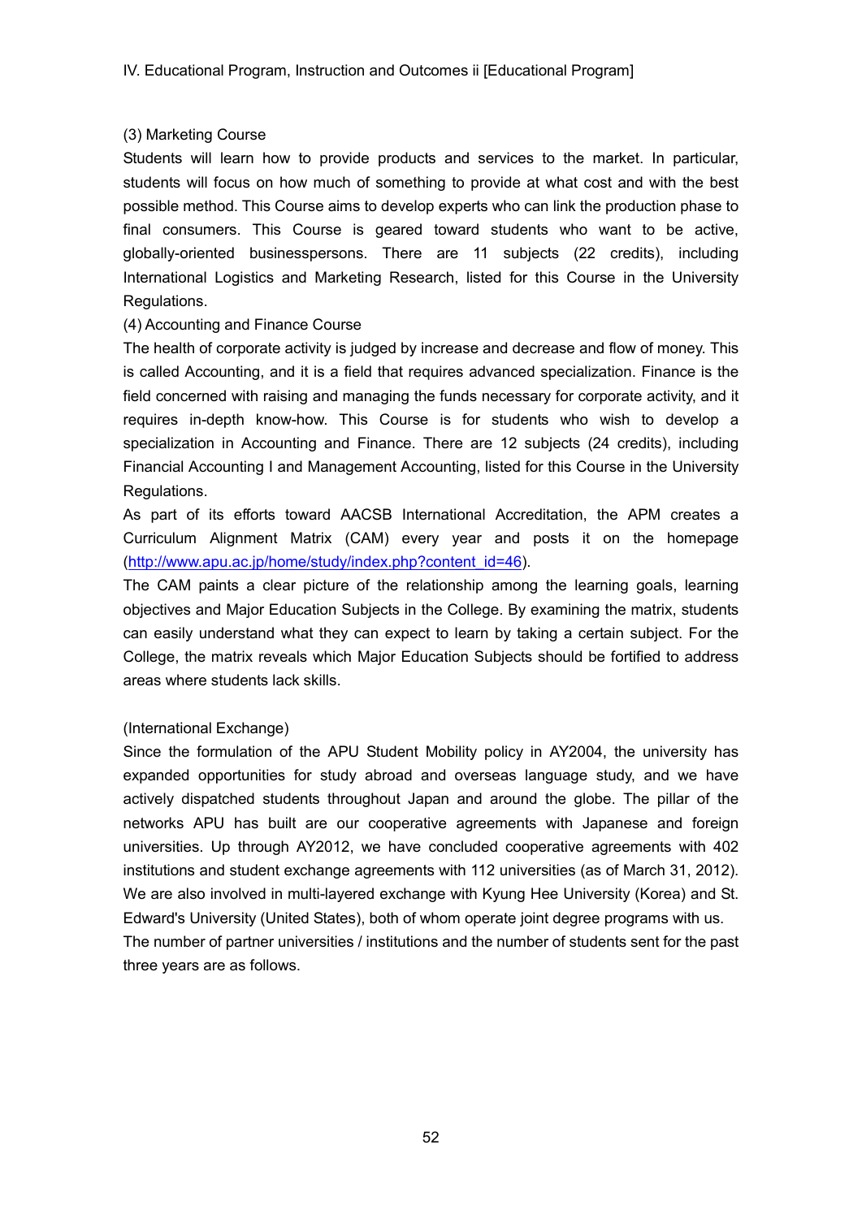(3) Marketing Course

Students will learn how to provide products and services to the market. In particular, students will focus on how much of something to provide at what cost and with the best possible method. This Course aims to develop experts who can link the production phase to final consumers. This Course is geared toward students who want to be active, globally-oriented businesspersons. There are 11 subjects (22 credits), including International Logistics and Marketing Research, listed for this Course in the University Regulations.

(4) Accounting and Finance Course

The health of corporate activity is judged by increase and decrease and flow of money. This is called Accounting, and it is a field that requires advanced specialization. Finance is the field concerned with raising and managing the funds necessary for corporate activity, and it requires in-depth know-how. This Course is for students who wish to develop a specialization in Accounting and Finance. There are 12 subjects (24 credits), including Financial Accounting I and Management Accounting, listed for this Course in the University Regulations.

As part of its efforts toward AACSB International Accreditation, the APM creates a Curriculum Alignment Matrix (CAM) every year and posts it on the homepage (http://www.apu.ac.jp/home/study/index.php?content_id=46).

The CAM paints a clear picture of the relationship among the learning goals, learning objectives and Major Education Subjects in the College. By examining the matrix, students can easily understand what they can expect to learn by taking a certain subject. For the College, the matrix reveals which Major Education Subjects should be fortified to address areas where students lack skills.

(International Exchange)

Since the formulation of the APU Student Mobility policy in AY2004, the university has expanded opportunities for study abroad and overseas language study, and we have actively dispatched students throughout Japan and around the globe. The pillar of the networks APU has built are our cooperative agreements with Japanese and foreign universities. Up through AY2012, we have concluded cooperative agreements with 402 institutions and student exchange agreements with 112 universities (as of March 31, 2012). We are also involved in multi-layered exchange with Kyung Hee University (Korea) and St. Edward's University (United States), both of whom operate joint degree programs with us.

The number of partner universities / institutions and the number of students sent for the past three years are as follows.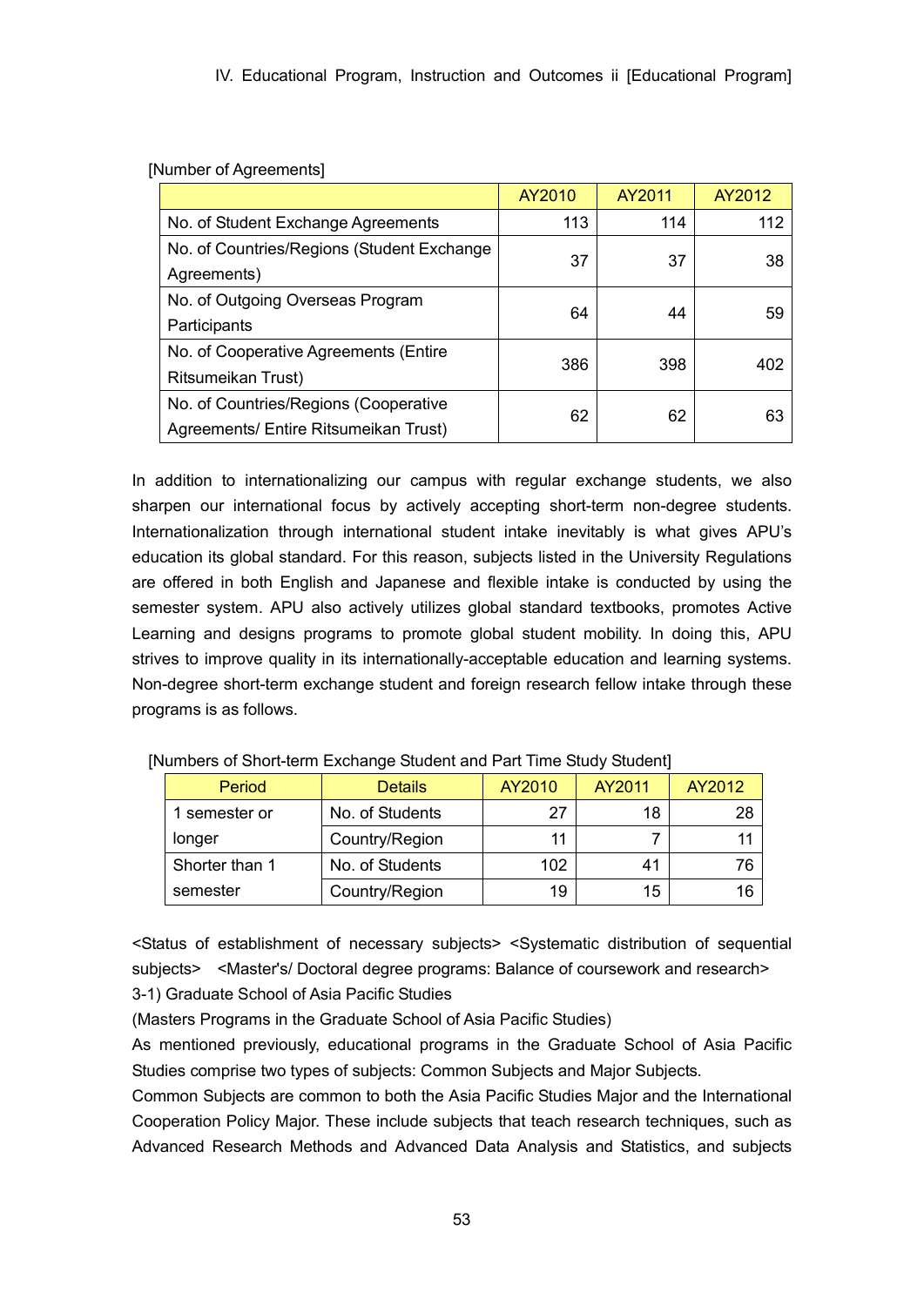[Number of Agreements]

| | AY2010 | AY2011 | AY2012 |
|---|---|---|---|
| No. of Student Exchange Agreements | 113 | 114 | 112 |
| No. of Countries/Regions (Student Exchange Agreements) | 37 | 37 | 38 |
| No. of Outgoing Overseas Program Participants | 64 | 44 | 59 |
| No. of Cooperative Agreements (Entire Ritsumeikan Trust) | 386 | 398 | 402 |
| No. of Countries/Regions (Cooperative Agreements/ Entire Ritsumeikan Trust) | 62 | 62 | 63 |

In addition to internationalizing our campus with regular exchange students, we also sharpen our international focus by actively accepting short-term non-degree students. Internationalization through international student intake inevitably is what gives APU's education its global standard. For this reason, subjects listed in the University Regulations are offered in both English and Japanese and flexible intake is conducted by using the semester system. APU also actively utilizes global standard textbooks, promotes Active Learning and designs programs to promote global student mobility. In doing this, APU strives to improve quality in its internationally-acceptable education and learning systems. Non-degree short-term exchange student and foreign research fellow intake through these programs is as follows.

[Numbers of Short-term Exchange Student and Part Time Study Student]

| Period | Details | AY2010 | AY2011 | AY2012 |
|---|---|---|---|---|
| 1 semester or longer | No. of Students | 27 | 18 | 28 |
| | Country/Region | 11 | 7 | 11 |
| Shorter than 1 semester | No. of Students | 102 | 41 | 76 |
| | Country/Region | 19 | 15 | 16 |

<Status of establishment of necessary subjects> <Systematic distribution of sequential subjects> <Master's/ Doctoral degree programs: Balance of coursework and research>

3-1) Graduate School of Asia Pacific Studies

(Masters Programs in the Graduate School of Asia Pacific Studies)

As mentioned previously, educational programs in the Graduate School of Asia Pacific Studies comprise two types of subjects: Common Subjects and Major Subjects.

Common Subjects are common to both the Asia Pacific Studies Major and the International Cooperation Policy Major. These include subjects that teach research techniques, such as Advanced Research Methods and Advanced Data Analysis and Statistics, and subjects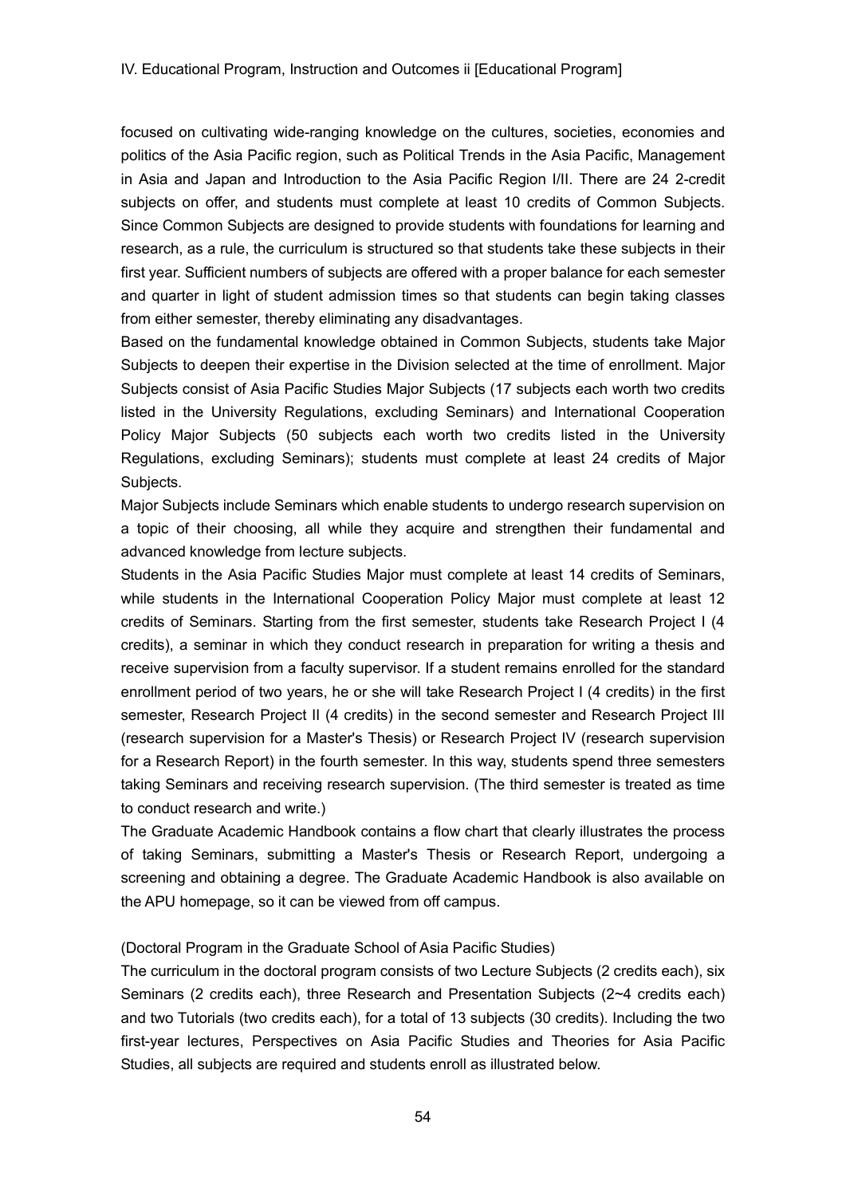focused on cultivating wide-ranging knowledge on the cultures, societies, economies and politics of the Asia Pacific region, such as Political Trends in the Asia Pacific, Management in Asia and Japan and Introduction to the Asia Pacific Region I/II. There are 24 2-credit subjects on offer, and students must complete at least 10 credits of Common Subjects. Since Common Subjects are designed to provide students with foundations for learning and research, as a rule, the curriculum is structured so that students take these subjects in their first year. Sufficient numbers of subjects are offered with a proper balance for each semester and quarter in light of student admission times so that students can begin taking classes from either semester, thereby eliminating any disadvantages.

Based on the fundamental knowledge obtained in Common Subjects, students take Major Subjects to deepen their expertise in the Division selected at the time of enrollment. Major Subjects consist of Asia Pacific Studies Major Subjects (17 subjects each worth two credits listed in the University Regulations, excluding Seminars) and International Cooperation Policy Major Subjects (50 subjects each worth two credits listed in the University Regulations, excluding Seminars); students must complete at least 24 credits of Major Subjects.

Major Subjects include Seminars which enable students to undergo research supervision on a topic of their choosing, all while they acquire and strengthen their fundamental and advanced knowledge from lecture subjects.

Students in the Asia Pacific Studies Major must complete at least 14 credits of Seminars, while students in the International Cooperation Policy Major must complete at least 12 credits of Seminars. Starting from the first semester, students take Research Project I (4 credits), a seminar in which they conduct research in preparation for writing a thesis and receive supervision from a faculty supervisor. If a student remains enrolled for the standard enrollment period of two years, he or she will take Research Project I (4 credits) in the first semester, Research Project II (4 credits) in the second semester and Research Project III (research supervision for a Master's Thesis) or Research Project IV (research supervision for a Research Report) in the fourth semester. In this way, students spend three semesters taking Seminars and receiving research supervision. (The third semester is treated as time to conduct research and write.)

The Graduate Academic Handbook contains a flow chart that clearly illustrates the process of taking Seminars, submitting a Master's Thesis or Research Report, undergoing a screening and obtaining a degree. The Graduate Academic Handbook is also available on the APU homepage, so it can be viewed from off campus.

(Doctoral Program in the Graduate School of Asia Pacific Studies)

The curriculum in the doctoral program consists of two Lecture Subjects (2 credits each), six Seminars (2 credits each), three Research and Presentation Subjects (2~4 credits each) and two Tutorials (two credits each), for a total of 13 subjects (30 credits). Including the two first-year lectures, Perspectives on Asia Pacific Studies and Theories for Asia Pacific Studies, all subjects are required and students enroll as illustrated below.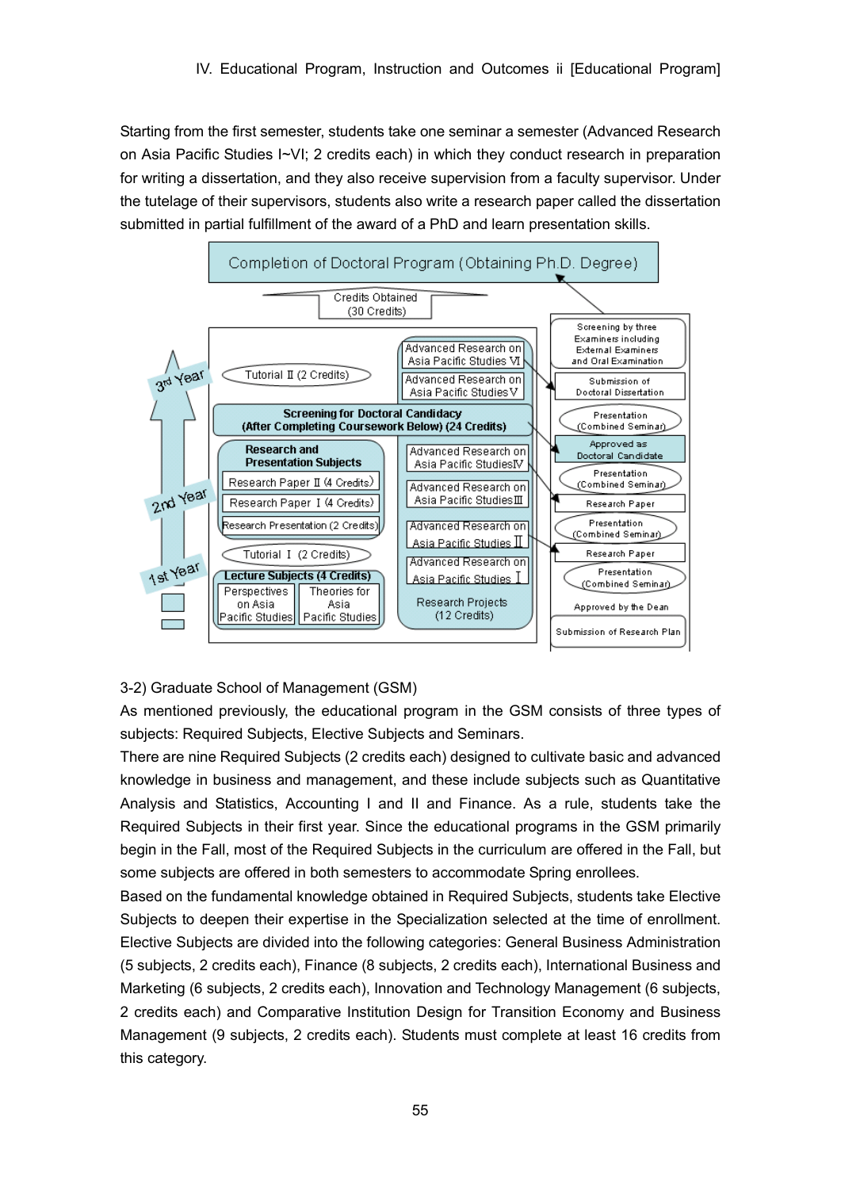Starting from the first semester, students take one seminar a semester (Advanced Research on Asia Pacific Studies I~VI; 2 credits each) in which they conduct research in preparation for writing a dissertation, and they also receive supervision from a faculty supervisor. Under the tutelage of their supervisors, students also write a research paper called the dissertation submitted in partial fulfillment of the award of a PhD and learn presentation skills.

Completion of Doctoral Program (Obtaining Ph.D. Degree)

Credits Obtained (30 Credits)

3rd Year

- Tutorial II (2 Credits)
- Advanced Research on Asia Pacific Studies VI
- Advanced Research on Asia Pacific Studies V

Screening for Doctoral Candidacy (After Completing Coursework Below) (24 Credits)

2nd Year

- Research and Presentation Subjects
  - Research Paper II (4 Credits)
  - Research Paper I (4 Credits)
  - Research Presentation (2 Credits)
- Advanced Research on Asia Pacific Studies IV
- Advanced Research on Asia Pacific Studies III

1st Year

- Tutorial I (2 Credits)
- Lecture Subjects (4 Credits)
  - Perspectives on Asia Pacific Studies
  - Theories for Asia Pacific Studies
- Advanced Research on Asia Pacific Studies II
- Advanced Research on Asia Pacific Studies I

Research Projects (12 Credits)

- Screening by three Examiners including External Examiners and Oral Examination
- Submission of Doctoral Dissertation
- Presentation (Combined Seminar)
- Approved as Doctoral Candidate
- Presentation (Combined Seminar)
- Research Paper
- Presentation (Combined Seminar)
- Research Paper
- Presentation (Combined Seminar)
- Approved by the Dean
- Submission of Research Plan

3-2) Graduate School of Management (GSM)

As mentioned previously, the educational program in the GSM consists of three types of subjects: Required Subjects, Elective Subjects and Seminars.

There are nine Required Subjects (2 credits each) designed to cultivate basic and advanced knowledge in business and management, and these include subjects such as Quantitative Analysis and Statistics, Accounting I and II and Finance. As a rule, students take the Required Subjects in their first year. Since the educational programs in the GSM primarily begin in the Fall, most of the Required Subjects in the curriculum are offered in the Fall, but some subjects are offered in both semesters to accommodate Spring enrollees.

Based on the fundamental knowledge obtained in Required Subjects, students take Elective Subjects to deepen their expertise in the Specialization selected at the time of enrollment. Elective Subjects are divided into the following categories: General Business Administration (5 subjects, 2 credits each), Finance (8 subjects, 2 credits each), International Business and Marketing (6 subjects, 2 credits each), Innovation and Technology Management (6 subjects, 2 credits each) and Comparative Institution Design for Transition Economy and Business Management (9 subjects, 2 credits each). Students must complete at least 16 credits from this category.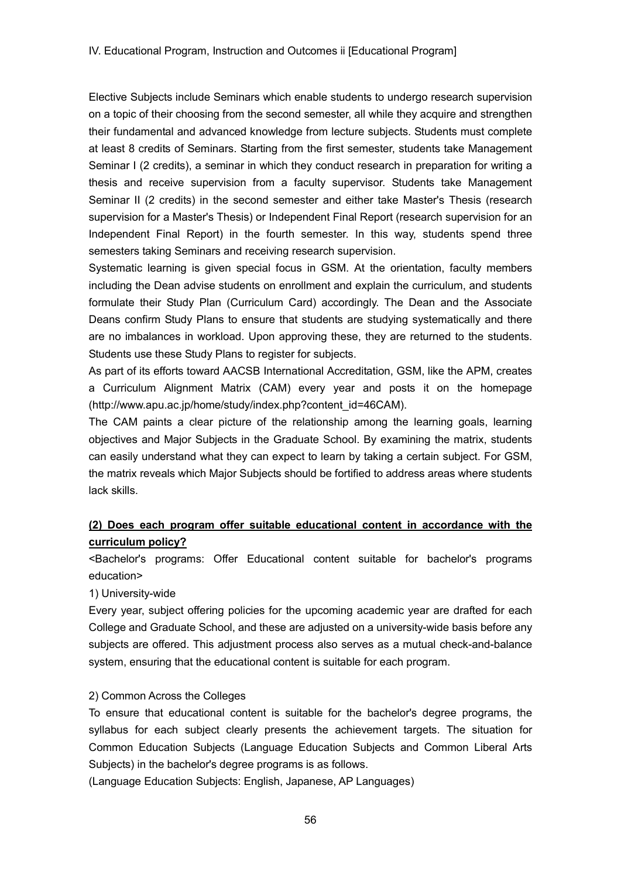Elective Subjects include Seminars which enable students to undergo research supervision on a topic of their choosing from the second semester, all while they acquire and strengthen their fundamental and advanced knowledge from lecture subjects. Students must complete at least 8 credits of Seminars. Starting from the first semester, students take Management Seminar I (2 credits), a seminar in which they conduct research in preparation for writing a thesis and receive supervision from a faculty supervisor. Students take Management Seminar II (2 credits) in the second semester and either take Master's Thesis (research supervision for a Master's Thesis) or Independent Final Report (research supervision for an Independent Final Report) in the fourth semester. In this way, students spend three semesters taking Seminars and receiving research supervision.

Systematic learning is given special focus in GSM. At the orientation, faculty members including the Dean advise students on enrollment and explain the curriculum, and students formulate their Study Plan (Curriculum Card) accordingly. The Dean and the Associate Deans confirm Study Plans to ensure that students are studying systematically and there are no imbalances in workload. Upon approving these, they are returned to the students. Students use these Study Plans to register for subjects.

As part of its efforts toward AACSB International Accreditation, GSM, like the APM, creates a Curriculum Alignment Matrix (CAM) every year and posts it on the homepage (http://www.apu.ac.jp/home/study/index.php?content_id=46CAM).

The CAM paints a clear picture of the relationship among the learning goals, learning objectives and Major Subjects in the Graduate School. By examining the matrix, students can easily understand what they can expect to learn by taking a certain subject. For GSM, the matrix reveals which Major Subjects should be fortified to address areas where students lack skills.

### (2) Does each program offer suitable educational content in accordance with the curriculum policy?

<Bachelor's programs: Offer Educational content suitable for bachelor's programs education>

1) University-wide

Every year, subject offering policies for the upcoming academic year are drafted for each College and Graduate School, and these are adjusted on a university-wide basis before any subjects are offered. This adjustment process also serves as a mutual check-and-balance system, ensuring that the educational content is suitable for each program.

2) Common Across the Colleges

To ensure that educational content is suitable for the bachelor's degree programs, the syllabus for each subject clearly presents the achievement targets. The situation for Common Education Subjects (Language Education Subjects and Common Liberal Arts Subjects) in the bachelor's degree programs is as follows.

(Language Education Subjects: English, Japanese, AP Languages)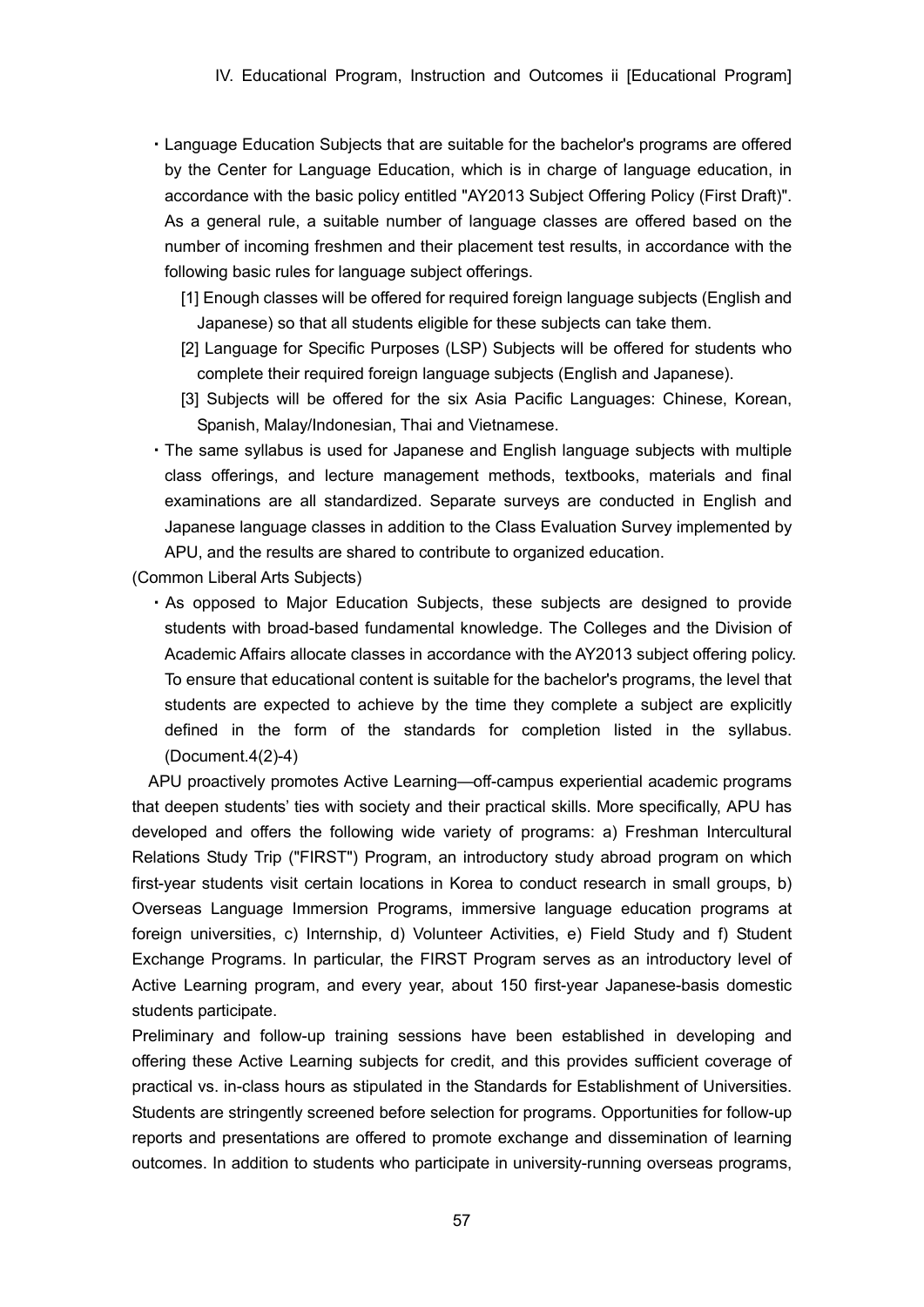- Language Education Subjects that are suitable for the bachelor's programs are offered by the Center for Language Education, which is in charge of language education, in accordance with the basic policy entitled "AY2013 Subject Offering Policy (First Draft)". As a general rule, a suitable number of language classes are offered based on the number of incoming freshmen and their placement test results, in accordance with the following basic rules for language subject offerings.
  - [1] Enough classes will be offered for required foreign language subjects (English and Japanese) so that all students eligible for these subjects can take them.
  - [2] Language for Specific Purposes (LSP) Subjects will be offered for students who complete their required foreign language subjects (English and Japanese).
  - [3] Subjects will be offered for the six Asia Pacific Languages: Chinese, Korean, Spanish, Malay/Indonesian, Thai and Vietnamese.
- The same syllabus is used for Japanese and English language subjects with multiple class offerings, and lecture management methods, textbooks, materials and final examinations are all standardized. Separate surveys are conducted in English and Japanese language classes in addition to the Class Evaluation Survey implemented by APU, and the results are shared to contribute to organized education.

(Common Liberal Arts Subjects)

- As opposed to Major Education Subjects, these subjects are designed to provide students with broad-based fundamental knowledge. The Colleges and the Division of Academic Affairs allocate classes in accordance with the AY2013 subject offering policy. To ensure that educational content is suitable for the bachelor's programs, the level that students are expected to achieve by the time they complete a subject are explicitly defined in the form of the standards for completion listed in the syllabus. (Document.4(2)-4)

APU proactively promotes Active Learning—off-campus experiential academic programs that deepen students' ties with society and their practical skills. More specifically, APU has developed and offers the following wide variety of programs: a) Freshman Intercultural Relations Study Trip ("FIRST") Program, an introductory study abroad program on which first-year students visit certain locations in Korea to conduct research in small groups, b) Overseas Language Immersion Programs, immersive language education programs at foreign universities, c) Internship, d) Volunteer Activities, e) Field Study and f) Student Exchange Programs. In particular, the FIRST Program serves as an introductory level of Active Learning program, and every year, about 150 first-year Japanese-basis domestic students participate.

Preliminary and follow-up training sessions have been established in developing and offering these Active Learning subjects for credit, and this provides sufficient coverage of practical vs. in-class hours as stipulated in the Standards for Establishment of Universities. Students are stringently screened before selection for programs. Opportunities for follow-up reports and presentations are offered to promote exchange and dissemination of learning outcomes. In addition to students who participate in university-running overseas programs,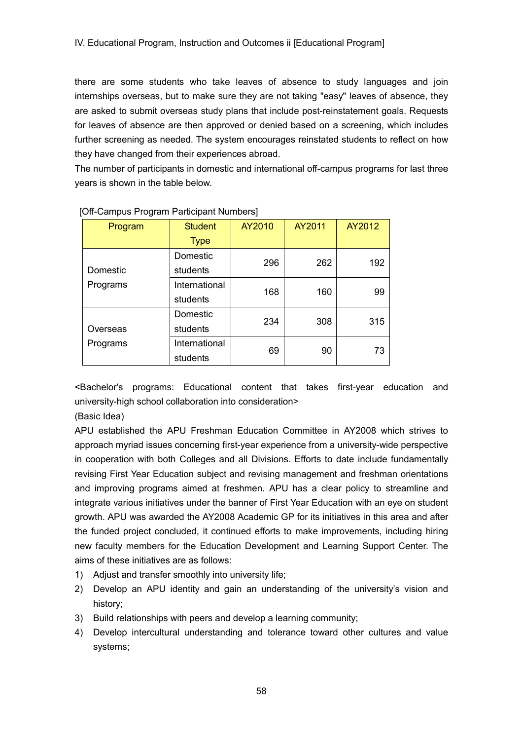there are some students who take leaves of absence to study languages and join internships overseas, but to make sure they are not taking "easy" leaves of absence, they are asked to submit overseas study plans that include post-reinstatement goals. Requests for leaves of absence are then approved or denied based on a screening, which includes further screening as needed. The system encourages reinstated students to reflect on how they have changed from their experiences abroad.

The number of participants in domestic and international off-campus programs for last three years is shown in the table below.

[Off-Campus Program Participant Numbers]

| Program | Student Type | AY2010 | AY2011 | AY2012 |
|---|---|---|---|---|
| Domestic Programs | Domestic students | 296 | 262 | 192 |
| | International students | 168 | 160 | 99 |
| Overseas Programs | Domestic students | 234 | 308 | 315 |
| | International students | 69 | 90 | 73 |

<Bachelor's programs: Educational content that takes first-year education and university-high school collaboration into consideration>

(Basic Idea)

APU established the APU Freshman Education Committee in AY2008 which strives to approach myriad issues concerning first-year experience from a university-wide perspective in cooperation with both Colleges and all Divisions. Efforts to date include fundamentally revising First Year Education subject and revising management and freshman orientations and improving programs aimed at freshmen. APU has a clear policy to streamline and integrate various initiatives under the banner of First Year Education with an eye on student growth. APU was awarded the AY2008 Academic GP for its initiatives in this area and after the funded project concluded, it continued efforts to make improvements, including hiring new faculty members for the Education Development and Learning Support Center. The aims of these initiatives are as follows:

1) Adjust and transfer smoothly into university life;
2) Develop an APU identity and gain an understanding of the university's vision and history;
3) Build relationships with peers and develop a learning community;
4) Develop intercultural understanding and tolerance toward other cultures and value systems;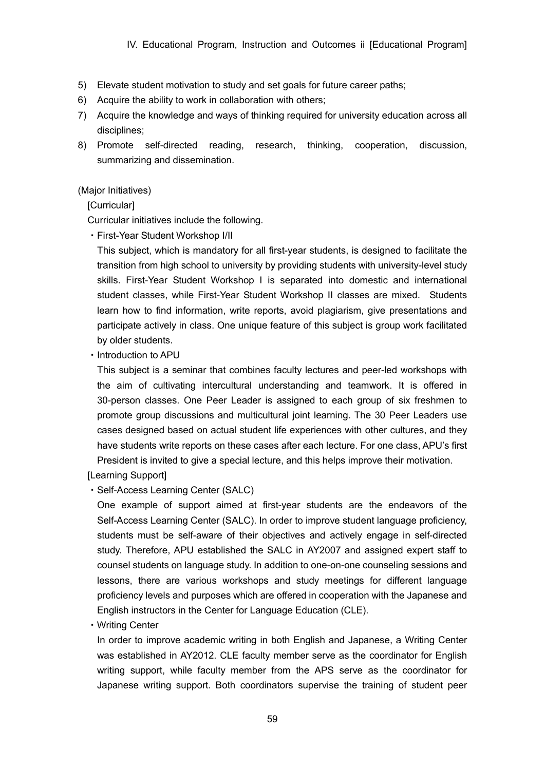5) Elevate student motivation to study and set goals for future career paths;
6) Acquire the ability to work in collaboration with others;
7) Acquire the knowledge and ways of thinking required for university education across all disciplines;
8) Promote self-directed reading, research, thinking, cooperation, discussion, summarizing and dissemination.

(Major Initiatives)

[Curricular]

Curricular initiatives include the following.

・First-Year Student Workshop I/II

This subject, which is mandatory for all first-year students, is designed to facilitate the transition from high school to university by providing students with university-level study skills. First-Year Student Workshop I is separated into domestic and international student classes, while First-Year Student Workshop II classes are mixed. Students learn how to find information, write reports, avoid plagiarism, give presentations and participate actively in class. One unique feature of this subject is group work facilitated by older students.

・Introduction to APU

This subject is a seminar that combines faculty lectures and peer-led workshops with the aim of cultivating intercultural understanding and teamwork. It is offered in 30-person classes. One Peer Leader is assigned to each group of six freshmen to promote group discussions and multicultural joint learning. The 30 Peer Leaders use cases designed based on actual student life experiences with other cultures, and they have students write reports on these cases after each lecture. For one class, APU's first President is invited to give a special lecture, and this helps improve their motivation.

[Learning Support]

・Self-Access Learning Center (SALC)

One example of support aimed at first-year students are the endeavors of the Self-Access Learning Center (SALC). In order to improve student language proficiency, students must be self-aware of their objectives and actively engage in self-directed study. Therefore, APU established the SALC in AY2007 and assigned expert staff to counsel students on language study. In addition to one-on-one counseling sessions and lessons, there are various workshops and study meetings for different language proficiency levels and purposes which are offered in cooperation with the Japanese and English instructors in the Center for Language Education (CLE).

・Writing Center

In order to improve academic writing in both English and Japanese, a Writing Center was established in AY2012. CLE faculty member serve as the coordinator for English writing support, while faculty member from the APS serve as the coordinator for Japanese writing support. Both coordinators supervise the training of student peer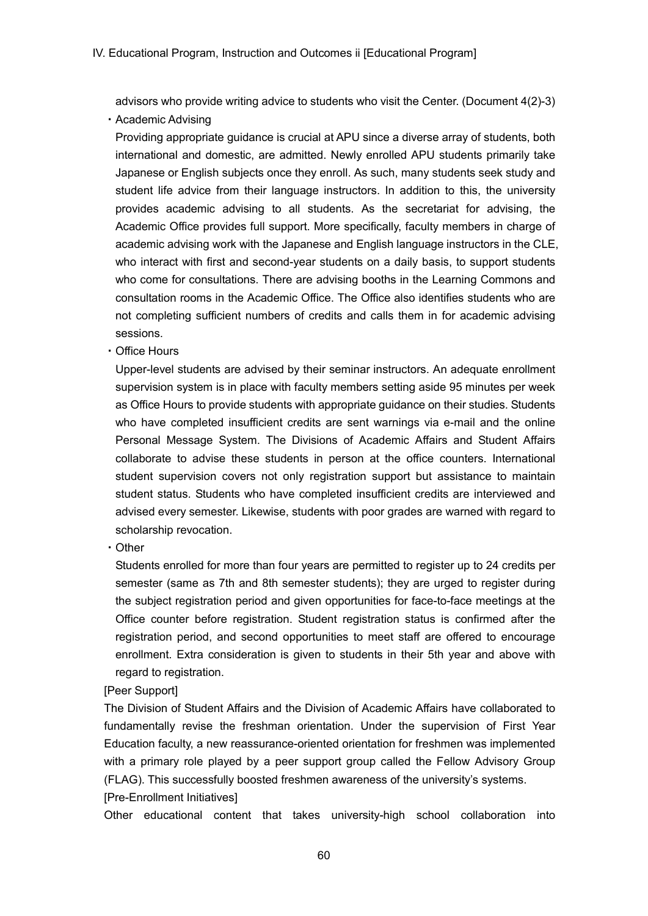advisors who provide writing advice to students who visit the Center. (Document 4(2)-3)

・Academic Advising

Providing appropriate guidance is crucial at APU since a diverse array of students, both international and domestic, are admitted. Newly enrolled APU students primarily take Japanese or English subjects once they enroll. As such, many students seek study and student life advice from their language instructors. In addition to this, the university provides academic advising to all students. As the secretariat for advising, the Academic Office provides full support. More specifically, faculty members in charge of academic advising work with the Japanese and English language instructors in the CLE, who interact with first and second-year students on a daily basis, to support students who come for consultations. There are advising booths in the Learning Commons and consultation rooms in the Academic Office. The Office also identifies students who are not completing sufficient numbers of credits and calls them in for academic advising sessions.

・Office Hours

Upper-level students are advised by their seminar instructors. An adequate enrollment supervision system is in place with faculty members setting aside 95 minutes per week as Office Hours to provide students with appropriate guidance on their studies. Students who have completed insufficient credits are sent warnings via e-mail and the online Personal Message System. The Divisions of Academic Affairs and Student Affairs collaborate to advise these students in person at the office counters. International student supervision covers not only registration support but assistance to maintain student status. Students who have completed insufficient credits are interviewed and advised every semester. Likewise, students with poor grades are warned with regard to scholarship revocation.

・Other

Students enrolled for more than four years are permitted to register up to 24 credits per semester (same as 7th and 8th semester students); they are urged to register during the subject registration period and given opportunities for face-to-face meetings at the Office counter before registration. Student registration status is confirmed after the registration period, and second opportunities to meet staff are offered to encourage enrollment. Extra consideration is given to students in their 5th year and above with regard to registration.

[Peer Support]

The Division of Student Affairs and the Division of Academic Affairs have collaborated to fundamentally revise the freshman orientation. Under the supervision of First Year Education faculty, a new reassurance-oriented orientation for freshmen was implemented with a primary role played by a peer support group called the Fellow Advisory Group (FLAG). This successfully boosted freshmen awareness of the university's systems.

[Pre-Enrollment Initiatives]

Other educational content that takes university-high school collaboration into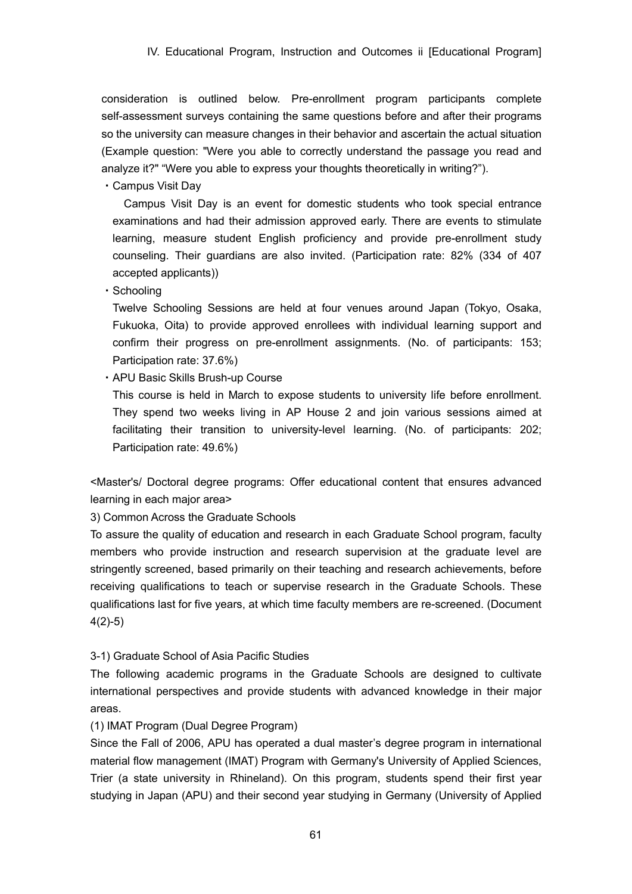consideration is outlined below. Pre-enrollment program participants complete self-assessment surveys containing the same questions before and after their programs so the university can measure changes in their behavior and ascertain the actual situation (Example question: "Were you able to correctly understand the passage you read and analyze it?" "Were you able to express your thoughts theoretically in writing?").

・Campus Visit Day

Campus Visit Day is an event for domestic students who took special entrance examinations and had their admission approved early. There are events to stimulate learning, measure student English proficiency and provide pre-enrollment study counseling. Their guardians are also invited. (Participation rate: 82% (334 of 407 accepted applicants))

・Schooling

Twelve Schooling Sessions are held at four venues around Japan (Tokyo, Osaka, Fukuoka, Oita) to provide approved enrollees with individual learning support and confirm their progress on pre-enrollment assignments. (No. of participants: 153; Participation rate: 37.6%)

・APU Basic Skills Brush-up Course

This course is held in March to expose students to university life before enrollment. They spend two weeks living in AP House 2 and join various sessions aimed at facilitating their transition to university-level learning. (No. of participants: 202; Participation rate: 49.6%)

<Master's/ Doctoral degree programs: Offer educational content that ensures advanced learning in each major area>

3) Common Across the Graduate Schools

To assure the quality of education and research in each Graduate School program, faculty members who provide instruction and research supervision at the graduate level are stringently screened, based primarily on their teaching and research achievements, before receiving qualifications to teach or supervise research in the Graduate Schools. These qualifications last for five years, at which time faculty members are re-screened. (Document 4(2)-5)

3-1) Graduate School of Asia Pacific Studies

The following academic programs in the Graduate Schools are designed to cultivate international perspectives and provide students with advanced knowledge in their major areas.

(1) IMAT Program (Dual Degree Program)

Since the Fall of 2006, APU has operated a dual master's degree program in international material flow management (IMAT) Program with Germany's University of Applied Sciences, Trier (a state university in Rhineland). On this program, students spend their first year studying in Japan (APU) and their second year studying in Germany (University of Applied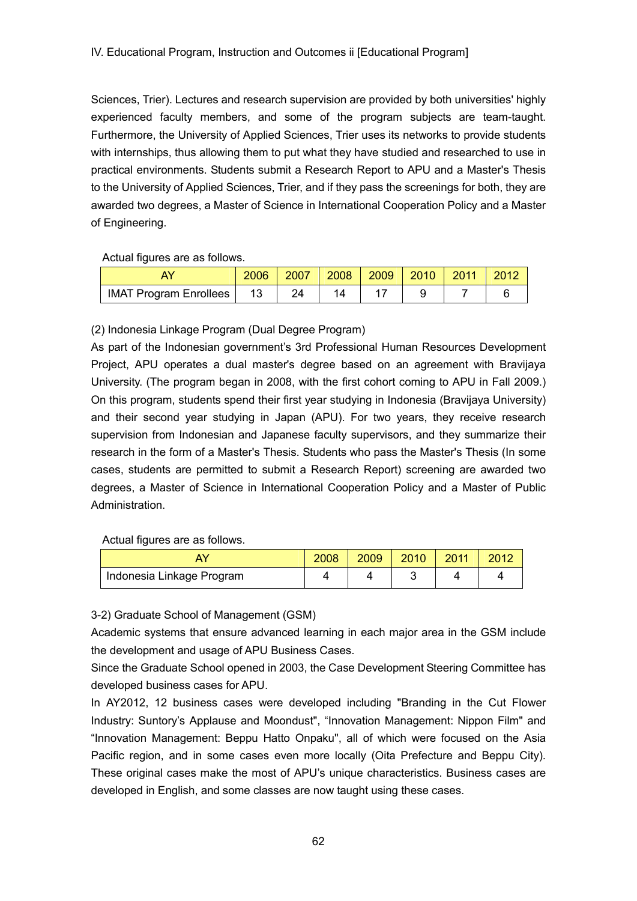Sciences, Trier). Lectures and research supervision are provided by both universities' highly experienced faculty members, and some of the program subjects are team-taught. Furthermore, the University of Applied Sciences, Trier uses its networks to provide students with internships, thus allowing them to put what they have studied and researched to use in practical environments. Students submit a Research Report to APU and a Master's Thesis to the University of Applied Sciences, Trier, and if they pass the screenings for both, they are awarded two degrees, a Master of Science in International Cooperation Policy and a Master of Engineering.

Actual figures are as follows.

| AY | 2006 | 2007 | 2008 | 2009 | 2010 | 2011 | 2012 |
|---|---|---|---|---|---|---|---|
| IMAT Program Enrollees | 13 | 24 | 14 | 17 | 9 | 7 | 6 |

(2) Indonesia Linkage Program (Dual Degree Program)

As part of the Indonesian government's 3rd Professional Human Resources Development Project, APU operates a dual master's degree based on an agreement with Bravijaya University. (The program began in 2008, with the first cohort coming to APU in Fall 2009.) On this program, students spend their first year studying in Indonesia (Bravijaya University) and their second year studying in Japan (APU). For two years, they receive research supervision from Indonesian and Japanese faculty supervisors, and they summarize their research in the form of a Master's Thesis. Students who pass the Master's Thesis (In some cases, students are permitted to submit a Research Report) screening are awarded two degrees, a Master of Science in International Cooperation Policy and a Master of Public Administration.

Actual figures are as follows.

| AY | 2008 | 2009 | 2010 | 2011 | 2012 |
|---|---|---|---|---|---|
| Indonesia Linkage Program | 4 | 4 | 3 | 4 | 4 |

3-2) Graduate School of Management (GSM)

Academic systems that ensure advanced learning in each major area in the GSM include the development and usage of APU Business Cases.

Since the Graduate School opened in 2003, the Case Development Steering Committee has developed business cases for APU.

In AY2012, 12 business cases were developed including "Branding in the Cut Flower Industry: Suntory's Applause and Moondust", "Innovation Management: Nippon Film" and "Innovation Management: Beppu Hatto Onpaku", all of which were focused on the Asia Pacific region, and in some cases even more locally (Oita Prefecture and Beppu City). These original cases make the most of APU's unique characteristics. Business cases are developed in English, and some classes are now taught using these cases.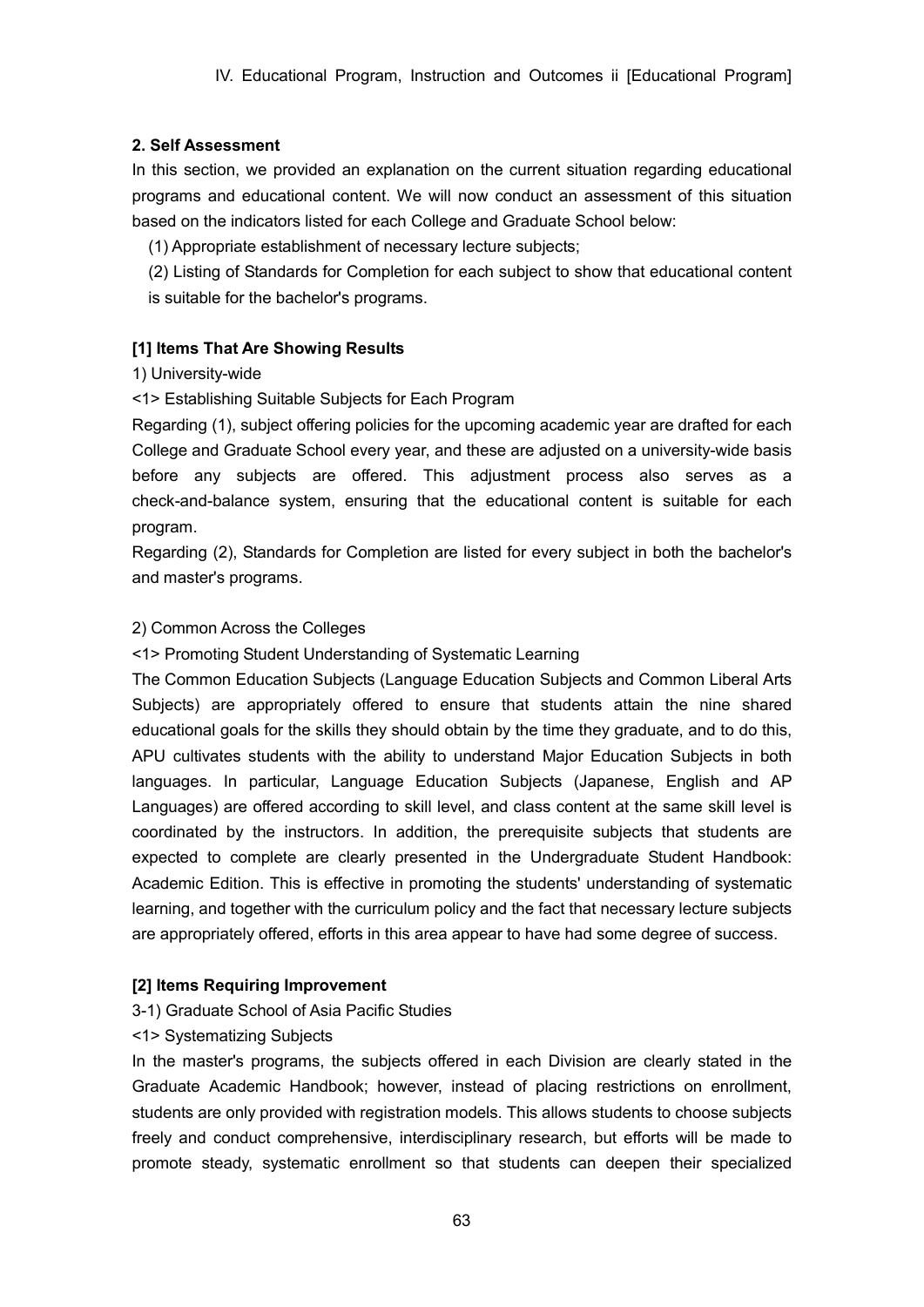### 2. Self Assessment

In this section, we provided an explanation on the current situation regarding educational programs and educational content. We will now conduct an assessment of this situation based on the indicators listed for each College and Graduate School below:

(1) Appropriate establishment of necessary lecture subjects;

(2) Listing of Standards for Completion for each subject to show that educational content is suitable for the bachelor's programs.

#### [1] Items That Are Showing Results

1) University-wide

<1> Establishing Suitable Subjects for Each Program

Regarding (1), subject offering policies for the upcoming academic year are drafted for each College and Graduate School every year, and these are adjusted on a university-wide basis before any subjects are offered. This adjustment process also serves as a check-and-balance system, ensuring that the educational content is suitable for each program.

Regarding (2), Standards for Completion are listed for every subject in both the bachelor's and master's programs.

2) Common Across the Colleges

<1> Promoting Student Understanding of Systematic Learning

The Common Education Subjects (Language Education Subjects and Common Liberal Arts Subjects) are appropriately offered to ensure that students attain the nine shared educational goals for the skills they should obtain by the time they graduate, and to do this, APU cultivates students with the ability to understand Major Education Subjects in both languages. In particular, Language Education Subjects (Japanese, English and AP Languages) are offered according to skill level, and class content at the same skill level is coordinated by the instructors. In addition, the prerequisite subjects that students are expected to complete are clearly presented in the Undergraduate Student Handbook: Academic Edition. This is effective in promoting the students' understanding of systematic learning, and together with the curriculum policy and the fact that necessary lecture subjects are appropriately offered, efforts in this area appear to have had some degree of success.

#### [2] Items Requiring Improvement

3-1) Graduate School of Asia Pacific Studies

<1> Systematizing Subjects

In the master's programs, the subjects offered in each Division are clearly stated in the Graduate Academic Handbook; however, instead of placing restrictions on enrollment, students are only provided with registration models. This allows students to choose subjects freely and conduct comprehensive, interdisciplinary research, but efforts will be made to promote steady, systematic enrollment so that students can deepen their specialized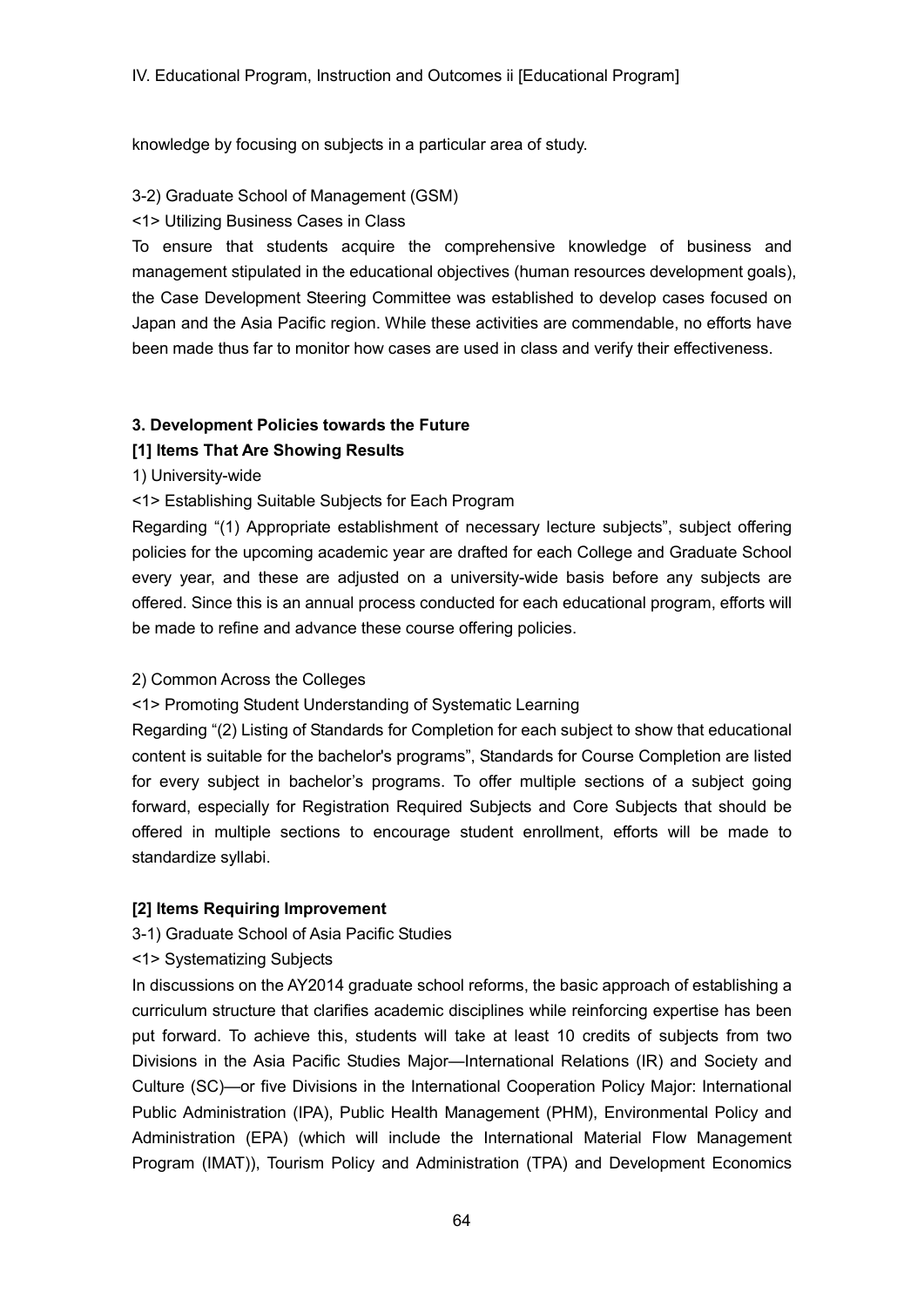knowledge by focusing on subjects in a particular area of study.

3-2) Graduate School of Management (GSM)

<1> Utilizing Business Cases in Class

To ensure that students acquire the comprehensive knowledge of business and management stipulated in the educational objectives (human resources development goals), the Case Development Steering Committee was established to develop cases focused on Japan and the Asia Pacific region. While these activities are commendable, no efforts have been made thus far to monitor how cases are used in class and verify their effectiveness.

### 3. Development Policies towards the Future

#### [1] Items That Are Showing Results

1) University-wide

<1> Establishing Suitable Subjects for Each Program

Regarding "(1) Appropriate establishment of necessary lecture subjects", subject offering policies for the upcoming academic year are drafted for each College and Graduate School every year, and these are adjusted on a university-wide basis before any subjects are offered. Since this is an annual process conducted for each educational program, efforts will be made to refine and advance these course offering policies.

2) Common Across the Colleges

<1> Promoting Student Understanding of Systematic Learning

Regarding "(2) Listing of Standards for Completion for each subject to show that educational content is suitable for the bachelor's programs", Standards for Course Completion are listed for every subject in bachelor's programs. To offer multiple sections of a subject going forward, especially for Registration Required Subjects and Core Subjects that should be offered in multiple sections to encourage student enrollment, efforts will be made to standardize syllabi.

#### [2] Items Requiring Improvement

3-1) Graduate School of Asia Pacific Studies

<1> Systematizing Subjects

In discussions on the AY2014 graduate school reforms, the basic approach of establishing a curriculum structure that clarifies academic disciplines while reinforcing expertise has been put forward. To achieve this, students will take at least 10 credits of subjects from two Divisions in the Asia Pacific Studies Major—International Relations (IR) and Society and Culture (SC)—or five Divisions in the International Cooperation Policy Major: International Public Administration (IPA), Public Health Management (PHM), Environmental Policy and Administration (EPA) (which will include the International Material Flow Management Program (IMAT)), Tourism Policy and Administration (TPA) and Development Economics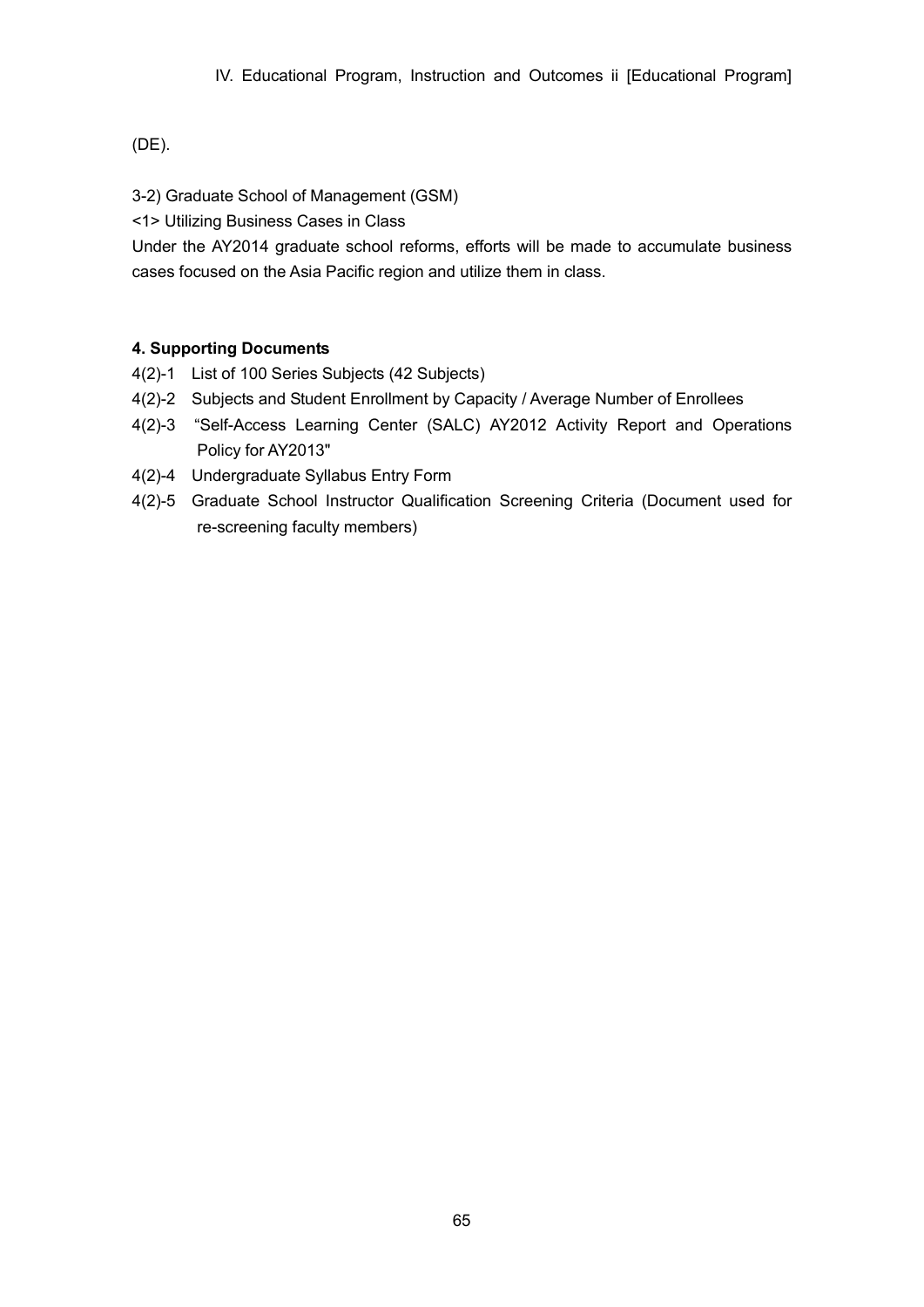(DE).

3-2) Graduate School of Management (GSM)

<1> Utilizing Business Cases in Class

Under the AY2014 graduate school reforms, efforts will be made to accumulate business cases focused on the Asia Pacific region and utilize them in class.

**4. Supporting Documents**

4(2)-1 List of 100 Series Subjects (42 Subjects)

4(2)-2 Subjects and Student Enrollment by Capacity / Average Number of Enrollees

4(2)-3 "Self-Access Learning Center (SALC) AY2012 Activity Report and Operations Policy for AY2013"

4(2)-4 Undergraduate Syllabus Entry Form

4(2)-5 Graduate School Instructor Qualification Screening Criteria (Document used for re-screening faculty members)